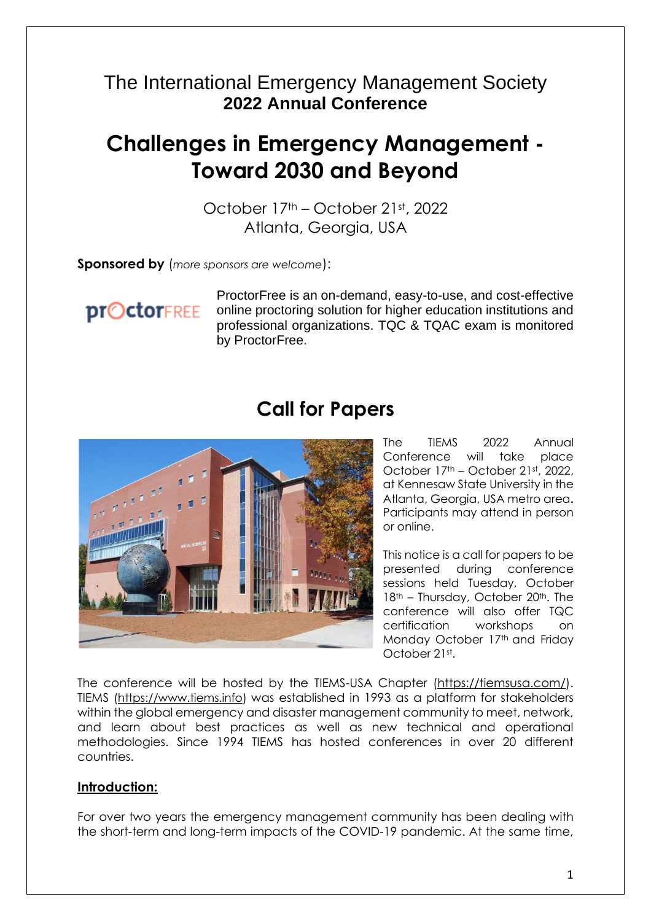The International Emergency Management Society
**2022 Annual Conference**

# Challenges in Emergency Management - Toward 2030 and Beyond

October 17th – October 21st, 2022
Atlanta, Georgia, USA

**Sponsored by** (*more sponsors are welcome*):

ProctorFree is an on-demand, easy-to-use, and cost-effective online proctoring solution for higher education institutions and professional organizations. TQC & TQAC exam is monitored by ProctorFree.

## Call for Papers

The TIEMS 2022 Annual Conference will take place October 17th – October 21st, 2022, at Kennesaw State University in the Atlanta, Georgia, USA metro area. Participants may attend in person or online.

This notice is a call for papers to be presented during conference sessions held Tuesday, October 18th – Thursday, October 20th. The conference will also offer TQC certification workshops on Monday October 17th and Friday October 21st.

The conference will be hosted by the TIEMS-USA Chapter (https://tiemsusa.com/). TIEMS (https://www.tiems.info) was established in 1993 as a platform for stakeholders within the global emergency and disaster management community to meet, network, and learn about best practices as well as new technical and operational methodologies. Since 1994 TIEMS has hosted conferences in over 20 different countries.

**Introduction:**

For over two years the emergency management community has been dealing with the short-term and long-term impacts of the COVID-19 pandemic. At the same time,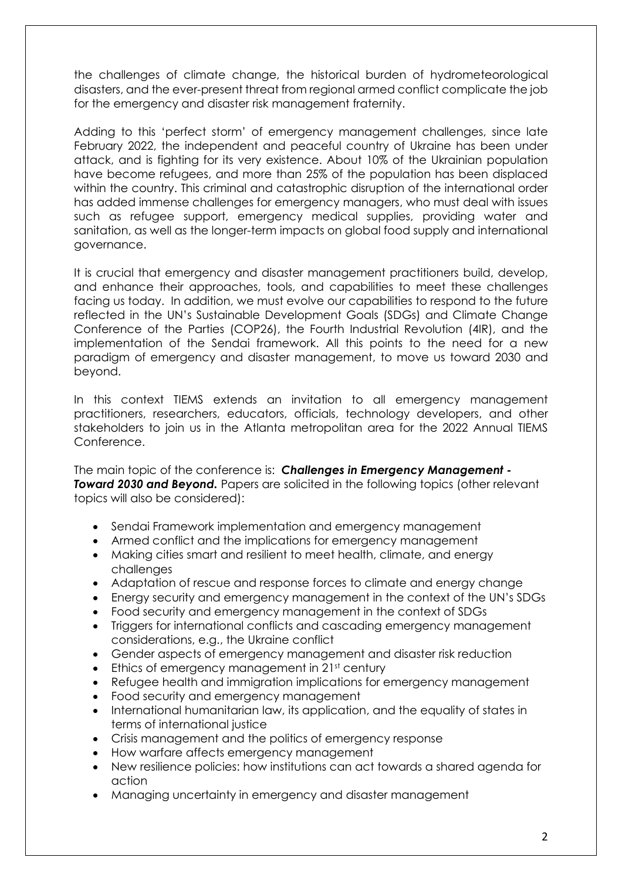the challenges of climate change, the historical burden of hydrometeorological disasters, and the ever-present threat from regional armed conflict complicate the job for the emergency and disaster risk management fraternity.

Adding to this 'perfect storm' of emergency management challenges, since late February 2022, the independent and peaceful country of Ukraine has been under attack, and is fighting for its very existence. About 10% of the Ukrainian population have become refugees, and more than 25% of the population has been displaced within the country. This criminal and catastrophic disruption of the international order has added immense challenges for emergency managers, who must deal with issues such as refugee support, emergency medical supplies, providing water and sanitation, as well as the longer-term impacts on global food supply and international governance.

It is crucial that emergency and disaster management practitioners build, develop, and enhance their approaches, tools, and capabilities to meet these challenges facing us today. In addition, we must evolve our capabilities to respond to the future reflected in the UN's Sustainable Development Goals (SDGs) and Climate Change Conference of the Parties (COP26), the Fourth Industrial Revolution (4IR), and the implementation of the Sendai framework. All this points to the need for a new paradigm of emergency and disaster management, to move us toward 2030 and beyond.

In this context TIEMS extends an invitation to all emergency management practitioners, researchers, educators, officials, technology developers, and other stakeholders to join us in the Atlanta metropolitan area for the 2022 Annual TIEMS Conference.

The main topic of the conference is: ***Challenges in Emergency Management - Toward 2030 and Beyond.*** Papers are solicited in the following topics (other relevant topics will also be considered):

- Sendai Framework implementation and emergency management
- Armed conflict and the implications for emergency management
- Making cities smart and resilient to meet health, climate, and energy challenges
- Adaptation of rescue and response forces to climate and energy change
- Energy security and emergency management in the context of the UN's SDGs
- Food security and emergency management in the context of SDGs
- Triggers for international conflicts and cascading emergency management considerations, e.g., the Ukraine conflict
- Gender aspects of emergency management and disaster risk reduction
- Ethics of emergency management in 21st century
- Refugee health and immigration implications for emergency management
- Food security and emergency management
- International humanitarian law, its application, and the equality of states in terms of international justice
- Crisis management and the politics of emergency response
- How warfare affects emergency management
- New resilience policies: how institutions can act towards a shared agenda for action
- Managing uncertainty in emergency and disaster management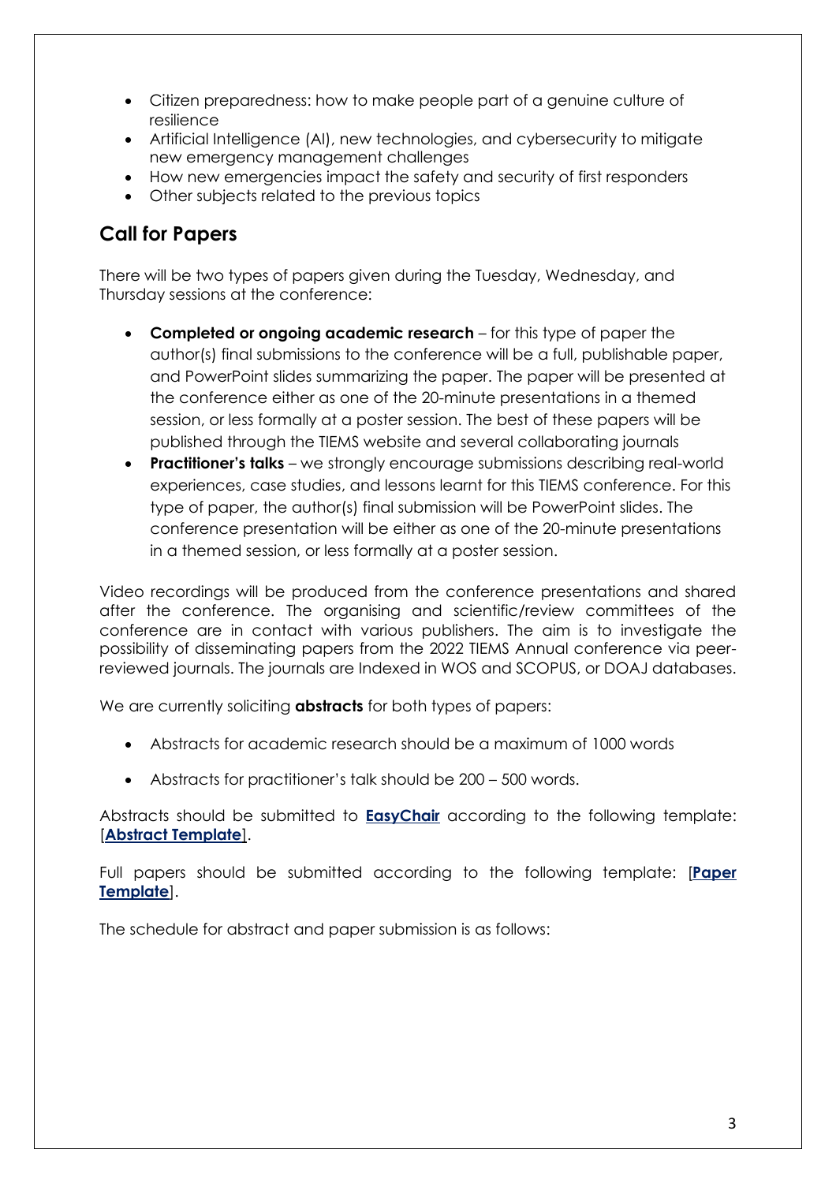- Citizen preparedness: how to make people part of a genuine culture of resilience
- Artificial Intelligence (AI), new technologies, and cybersecurity to mitigate new emergency management challenges
- How new emergencies impact the safety and security of first responders
- Other subjects related to the previous topics

## Call for Papers

There will be two types of papers given during the Tuesday, Wednesday, and Thursday sessions at the conference:

- **Completed or ongoing academic research** – for this type of paper the author(s) final submissions to the conference will be a full, publishable paper, and PowerPoint slides summarizing the paper. The paper will be presented at the conference either as one of the 20-minute presentations in a themed session, or less formally at a poster session. The best of these papers will be published through the TIEMS website and several collaborating journals
- **Practitioner's talks** – we strongly encourage submissions describing real-world experiences, case studies, and lessons learnt for this TIEMS conference. For this type of paper, the author(s) final submission will be PowerPoint slides. The conference presentation will be either as one of the 20-minute presentations in a themed session, or less formally at a poster session.

Video recordings will be produced from the conference presentations and shared after the conference. The organising and scientific/review committees of the conference are in contact with various publishers. The aim is to investigate the possibility of disseminating papers from the 2022 TIEMS Annual conference via peer-reviewed journals. The journals are Indexed in WOS and SCOPUS, or DOAJ databases.

We are currently soliciting **abstracts** for both types of papers:

- Abstracts for academic research should be a maximum of 1000 words
- Abstracts for practitioner's talk should be 200 – 500 words.

Abstracts should be submitted to **EasyChair** according to the following template: [**Abstract Template**].

Full papers should be submitted according to the following template: [**Paper Template**].

The schedule for abstract and paper submission is as follows: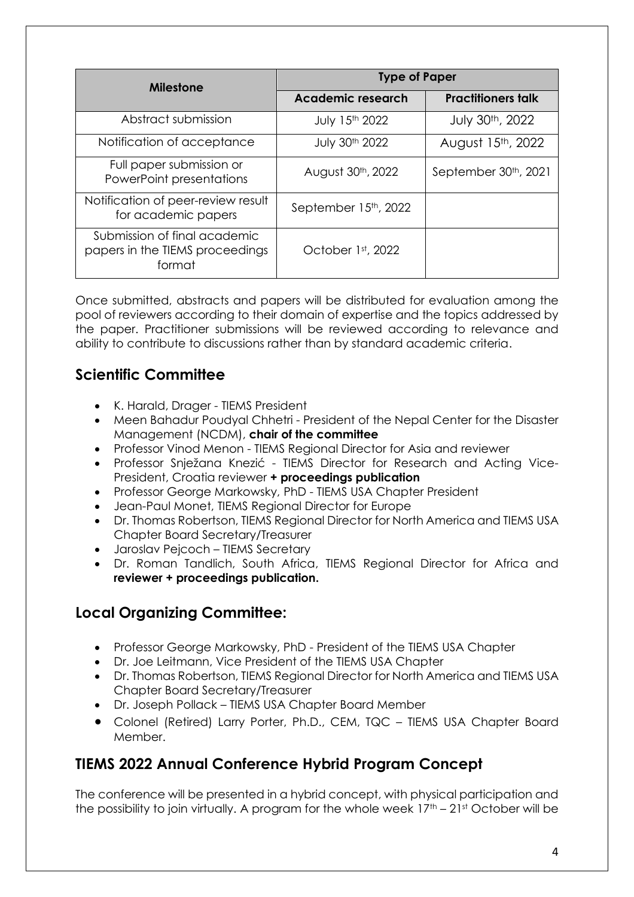| Milestone | Type of Paper | |
|---|---|---|
| | **Academic research** | **Practitioners talk** |
| Abstract submission | July 15th 2022 | July 30th, 2022 |
| Notification of acceptance | July 30th 2022 | August 15th, 2022 |
| Full paper submission or PowerPoint presentations | August 30th, 2022 | September 30th, 2021 |
| Notification of peer-review result for academic papers | September 15th, 2022 | |
| Submission of final academic papers in the TIEMS proceedings format | October 1st, 2022 | |

Once submitted, abstracts and papers will be distributed for evaluation among the pool of reviewers according to their domain of expertise and the topics addressed by the paper. Practitioner submissions will be reviewed according to relevance and ability to contribute to discussions rather than by standard academic criteria.

## Scientific Committee

- K. Harald, Drager - TIEMS President
- Meen Bahadur Poudyal Chhetri - President of the Nepal Center for the Disaster Management (NCDM), **chair of the committee**
- Professor Vinod Menon - TIEMS Regional Director for Asia and reviewer
- Professor Snježana Knezić - TIEMS Director for Research and Acting Vice-President, Croatia reviewer **+ proceedings publication**
- Professor George Markowsky, PhD - TIEMS USA Chapter President
- Jean-Paul Monet, TIEMS Regional Director for Europe
- Dr. Thomas Robertson, TIEMS Regional Director for North America and TIEMS USA Chapter Board Secretary/Treasurer
- Jaroslav Pejcoch – TIEMS Secretary
- Dr. Roman Tandlich, South Africa, TIEMS Regional Director for Africa and **reviewer + proceedings publication.**

## Local Organizing Committee:

- Professor George Markowsky, PhD - President of the TIEMS USA Chapter
- Dr. Joe Leitmann, Vice President of the TIEMS USA Chapter
- Dr. Thomas Robertson, TIEMS Regional Director for North America and TIEMS USA Chapter Board Secretary/Treasurer
- Dr. Joseph Pollack – TIEMS USA Chapter Board Member
- Colonel (Retired) Larry Porter, Ph.D., CEM, TQC – TIEMS USA Chapter Board Member.

## TIEMS 2022 Annual Conference Hybrid Program Concept

The conference will be presented in a hybrid concept, with physical participation and the possibility to join virtually. A program for the whole week 17th – 21st October will be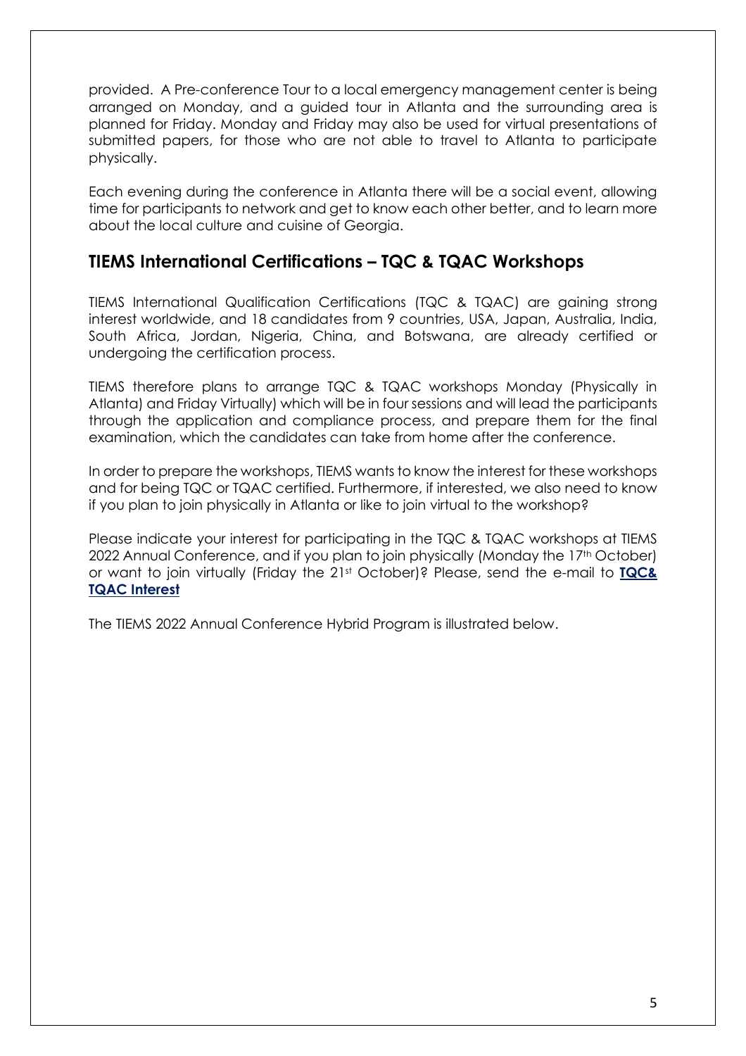provided. A Pre-conference Tour to a local emergency management center is being arranged on Monday, and a guided tour in Atlanta and the surrounding area is planned for Friday. Monday and Friday may also be used for virtual presentations of submitted papers, for those who are not able to travel to Atlanta to participate physically.

Each evening during the conference in Atlanta there will be a social event, allowing time for participants to network and get to know each other better, and to learn more about the local culture and cuisine of Georgia.

## TIEMS International Certifications – TQC & TQAC Workshops

TIEMS International Qualification Certifications (TQC & TQAC) are gaining strong interest worldwide, and 18 candidates from 9 countries, USA, Japan, Australia, India, South Africa, Jordan, Nigeria, China, and Botswana, are already certified or undergoing the certification process.

TIEMS therefore plans to arrange TQC & TQAC workshops Monday (Physically in Atlanta) and Friday Virtually) which will be in four sessions and will lead the participants through the application and compliance process, and prepare them for the final examination, which the candidates can take from home after the conference.

In order to prepare the workshops, TIEMS wants to know the interest for these workshops and for being TQC or TQAC certified. Furthermore, if interested, we also need to know if you plan to join physically in Atlanta or like to join virtual to the workshop?

Please indicate your interest for participating in the TQC & TQAC workshops at TIEMS 2022 Annual Conference, and if you plan to join physically (Monday the 17th October) or want to join virtually (Friday the 21st October)? Please, send the e-mail to **TQC& TQAC Interest**

The TIEMS 2022 Annual Conference Hybrid Program is illustrated below.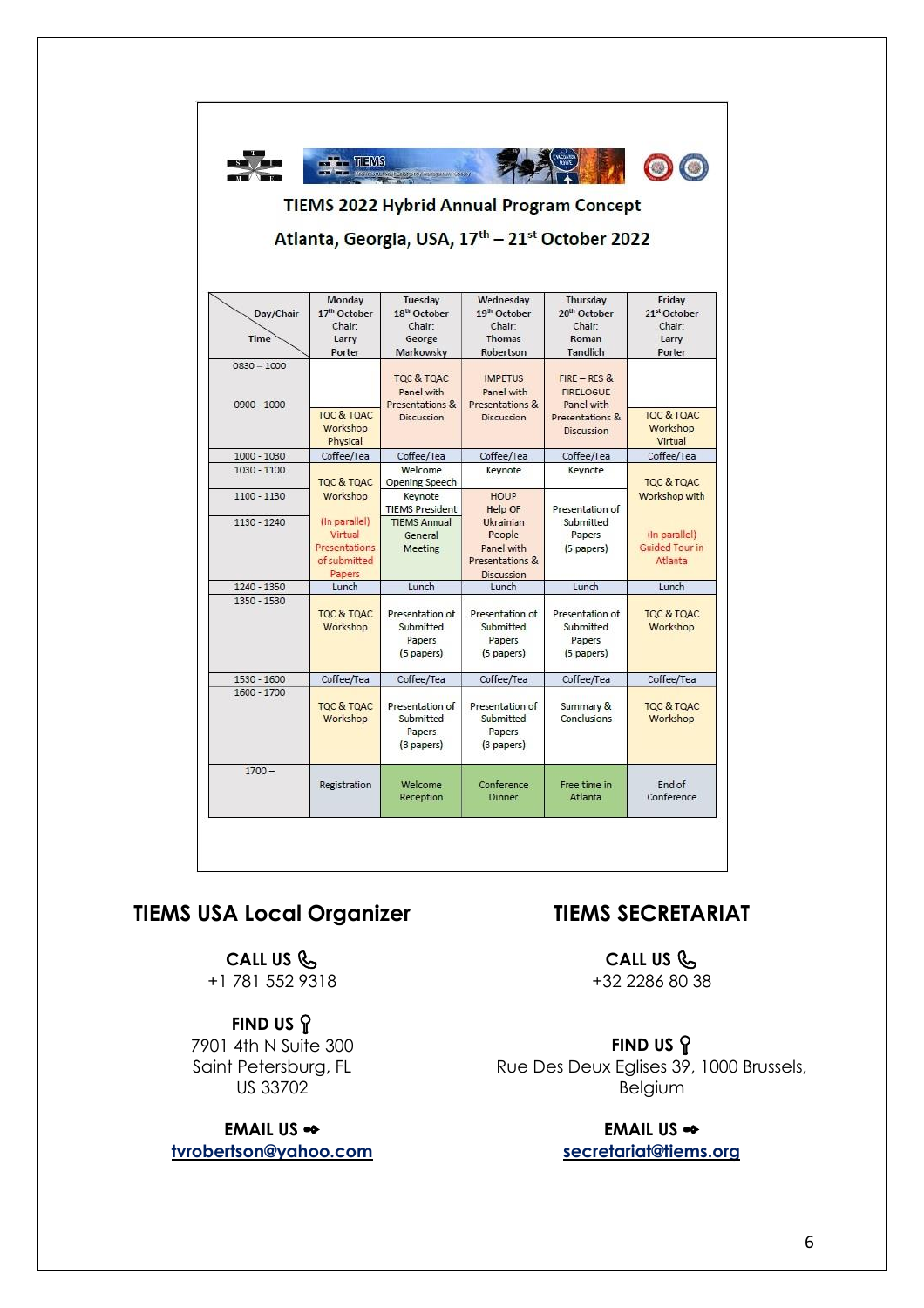## TIEMS 2022 Hybrid Annual Program Concept

## Atlanta, Georgia, USA, 17th – 21st October 2022

| Day/Chair / Time | Monday 17th October Chair: Larry Porter | Tuesday 18th October Chair: George Markowsky | Wednesday 19th October Chair: Thomas Robertson | Thursday 20th October Chair: Roman Tandlich | Friday 21st October Chair: Larry Porter |
|---|---|---|---|---|---|
| 0830 – 1000 | | TQC & TQAC Panel with Presentations & Discussion | IMPETUS Panel with Presentations & Discussion | FIRE – RES & FIRELOGUE Panel with Presentations & Discussion | |
| 0900 - 1000 | TQC & TQAC Workshop Physical | | | | TQC & TQAC Workshop Virtual |
| 1000 - 1030 | Coffee/Tea | Coffee/Tea | Coffee/Tea | Coffee/Tea | Coffee/Tea |
| 1030 - 1100 | TQC & TQAC Workshop | Welcome Opening Speech | Keynote | Keynote | TQC & TQAC Workshop with |
| 1100 - 1130 | | Keynote TIEMS President | HOUP Help OF Ukrainian People Panel with Presentations & Discussion | Presentation of Submitted Papers (5 papers) | |
| 1130 - 1240 | (In parallel) Virtual Presentations of submitted Papers | TIEMS Annual General Meeting | | | (In parallel) Guided Tour in Atlanta |
| 1240 - 1350 | Lunch | Lunch | Lunch | Lunch | Lunch |
| 1350 - 1530 | TQC & TQAC Workshop | Presentation of Submitted Papers (5 papers) | Presentation of Submitted Papers (5 papers) | Presentation of Submitted Papers (5 papers) | TQC & TQAC Workshop |
| 1530 - 1600 | Coffee/Tea | Coffee/Tea | Coffee/Tea | Coffee/Tea | Coffee/Tea |
| 1600 - 1700 | TQC & TQAC Workshop | Presentation of Submitted Papers (3 papers) | Presentation of Submitted Papers (3 papers) | Summary & Conclusions | TQC & TQAC Workshop |
| 1700 – | Registration | Welcome Reception | Conference Dinner | Free time in Atlanta | End of Conference |

## TIEMS USA Local Organizer

**CALL US**
+1 781 552 9318

**FIND US**
7901 4th N Suite 300
Saint Petersburg, FL
US 33702

**EMAIL US**
tvrobertson@yahoo.com

## TIEMS SECRETARIAT

**CALL US**
+32 2286 80 38

**FIND US**
Rue Des Deux Eglises 39, 1000 Brussels, Belgium

**EMAIL US**
secretariat@tiems.org